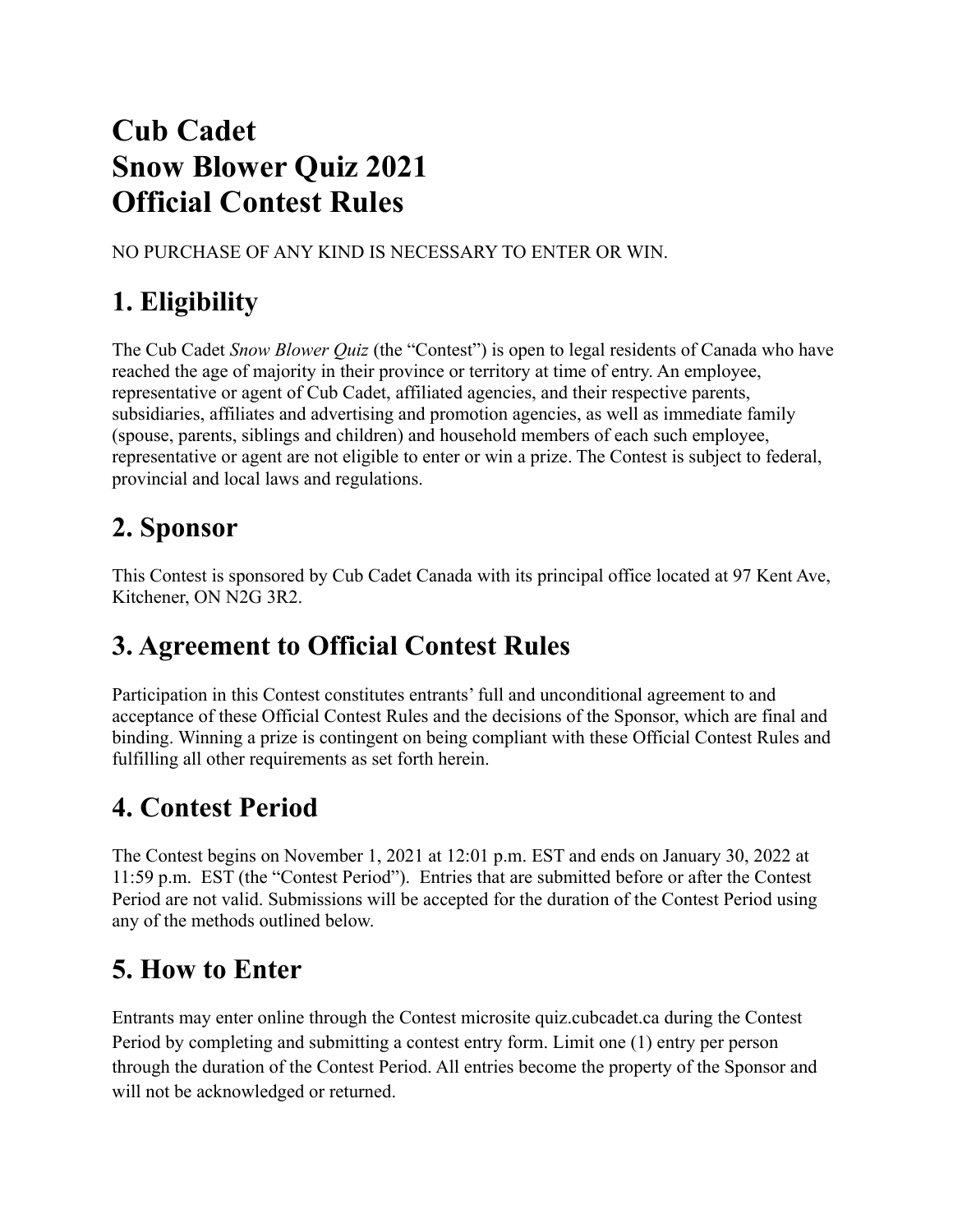# Cub Cadet
# Snow Blower Quiz 2021
# Official Contest Rules

NO PURCHASE OF ANY KIND IS NECESSARY TO ENTER OR WIN.

## 1. Eligibility

The Cub Cadet *Snow Blower Quiz* (the "Contest") is open to legal residents of Canada who have reached the age of majority in their province or territory at time of entry. An employee, representative or agent of Cub Cadet, affiliated agencies, and their respective parents, subsidiaries, affiliates and advertising and promotion agencies, as well as immediate family (spouse, parents, siblings and children) and household members of each such employee, representative or agent are not eligible to enter or win a prize. The Contest is subject to federal, provincial and local laws and regulations.

## 2. Sponsor

This Contest is sponsored by Cub Cadet Canada with its principal office located at 97 Kent Ave, Kitchener, ON N2G 3R2.

## 3. Agreement to Official Contest Rules

Participation in this Contest constitutes entrants' full and unconditional agreement to and acceptance of these Official Contest Rules and the decisions of the Sponsor, which are final and binding. Winning a prize is contingent on being compliant with these Official Contest Rules and fulfilling all other requirements as set forth herein.

## 4. Contest Period

The Contest begins on November 1, 2021 at 12:01 p.m. EST and ends on January 30, 2022 at 11:59 p.m. EST (the "Contest Period"). Entries that are submitted before or after the Contest Period are not valid. Submissions will be accepted for the duration of the Contest Period using any of the methods outlined below.

## 5. How to Enter

Entrants may enter online through the Contest microsite quiz.cubcadet.ca during the Contest Period by completing and submitting a contest entry form. Limit one (1) entry per person through the duration of the Contest Period. All entries become the property of the Sponsor and will not be acknowledged or returned.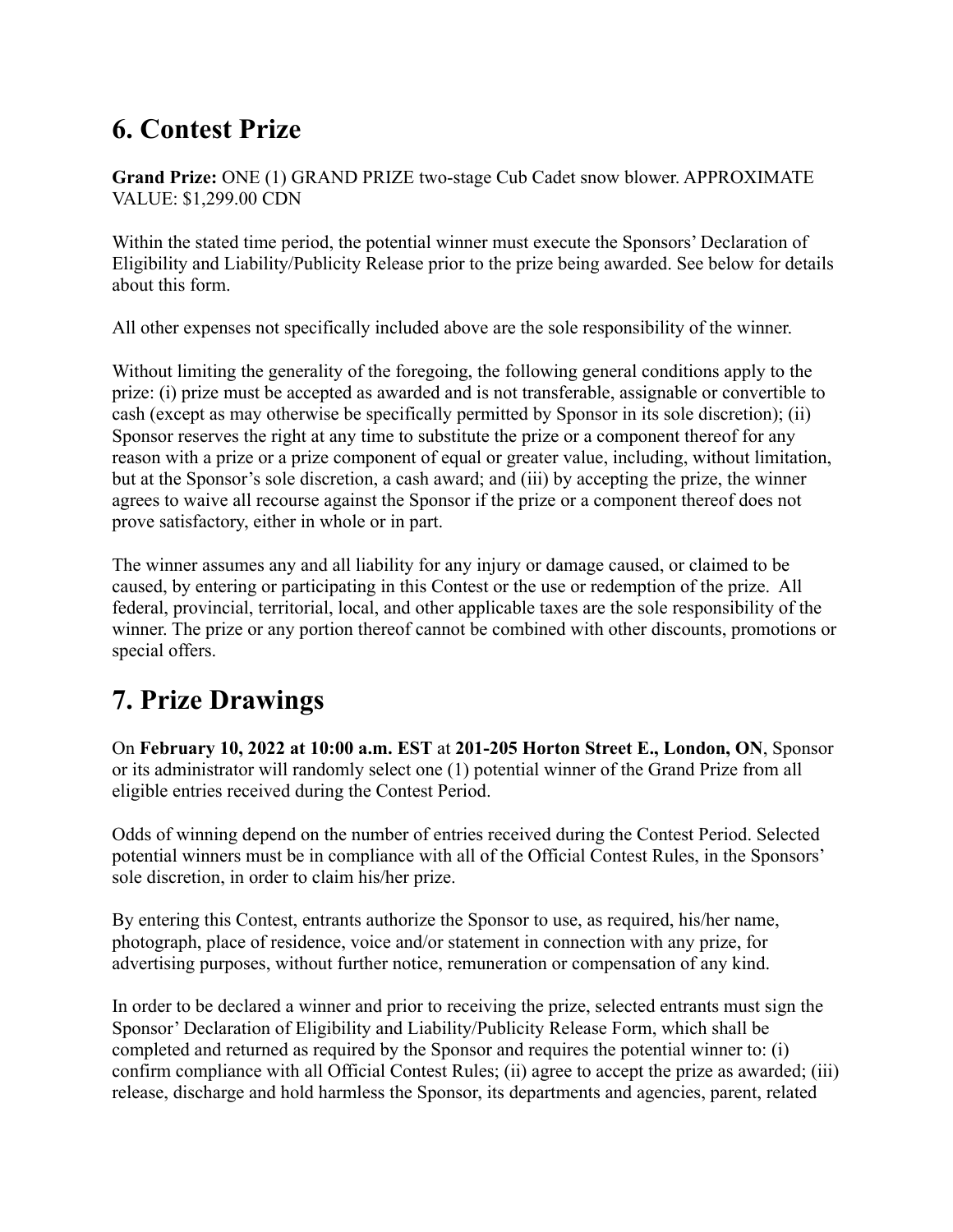## 6. Contest Prize

**Grand Prize:** ONE (1) GRAND PRIZE two-stage Cub Cadet snow blower. APPROXIMATE VALUE: $1,299.00 CDN

Within the stated time period, the potential winner must execute the Sponsors' Declaration of Eligibility and Liability/Publicity Release prior to the prize being awarded. See below for details about this form.

All other expenses not specifically included above are the sole responsibility of the winner.

Without limiting the generality of the foregoing, the following general conditions apply to the prize: (i) prize must be accepted as awarded and is not transferable, assignable or convertible to cash (except as may otherwise be specifically permitted by Sponsor in its sole discretion); (ii) Sponsor reserves the right at any time to substitute the prize or a component thereof for any reason with a prize or a prize component of equal or greater value, including, without limitation, but at the Sponsor's sole discretion, a cash award; and (iii) by accepting the prize, the winner agrees to waive all recourse against the Sponsor if the prize or a component thereof does not prove satisfactory, either in whole or in part.

The winner assumes any and all liability for any injury or damage caused, or claimed to be caused, by entering or participating in this Contest or the use or redemption of the prize. All federal, provincial, territorial, local, and other applicable taxes are the sole responsibility of the winner. The prize or any portion thereof cannot be combined with other discounts, promotions or special offers.

## 7. Prize Drawings

On **February 10, 2022 at 10:00 a.m. EST** at **201-205 Horton Street E., London, ON**, Sponsor or its administrator will randomly select one (1) potential winner of the Grand Prize from all eligible entries received during the Contest Period.

Odds of winning depend on the number of entries received during the Contest Period. Selected potential winners must be in compliance with all of the Official Contest Rules, in the Sponsors' sole discretion, in order to claim his/her prize.

By entering this Contest, entrants authorize the Sponsor to use, as required, his/her name, photograph, place of residence, voice and/or statement in connection with any prize, for advertising purposes, without further notice, remuneration or compensation of any kind.

In order to be declared a winner and prior to receiving the prize, selected entrants must sign the Sponsor' Declaration of Eligibility and Liability/Publicity Release Form, which shall be completed and returned as required by the Sponsor and requires the potential winner to: (i) confirm compliance with all Official Contest Rules; (ii) agree to accept the prize as awarded; (iii) release, discharge and hold harmless the Sponsor, its departments and agencies, parent, related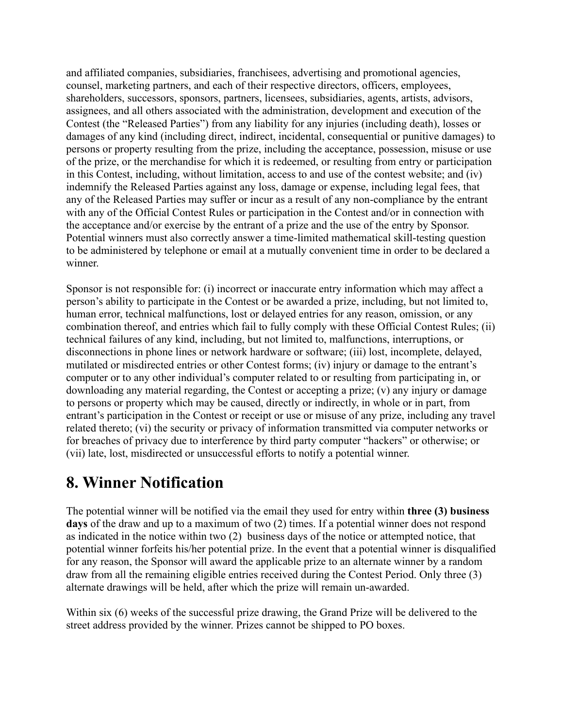and affiliated companies, subsidiaries, franchisees, advertising and promotional agencies, counsel, marketing partners, and each of their respective directors, officers, employees, shareholders, successors, sponsors, partners, licensees, subsidiaries, agents, artists, advisors, assignees, and all others associated with the administration, development and execution of the Contest (the "Released Parties") from any liability for any injuries (including death), losses or damages of any kind (including direct, indirect, incidental, consequential or punitive damages) to persons or property resulting from the prize, including the acceptance, possession, misuse or use of the prize, or the merchandise for which it is redeemed, or resulting from entry or participation in this Contest, including, without limitation, access to and use of the contest website; and (iv) indemnify the Released Parties against any loss, damage or expense, including legal fees, that any of the Released Parties may suffer or incur as a result of any non-compliance by the entrant with any of the Official Contest Rules or participation in the Contest and/or in connection with the acceptance and/or exercise by the entrant of a prize and the use of the entry by Sponsor. Potential winners must also correctly answer a time-limited mathematical skill-testing question to be administered by telephone or email at a mutually convenient time in order to be declared a winner.

Sponsor is not responsible for: (i) incorrect or inaccurate entry information which may affect a person's ability to participate in the Contest or be awarded a prize, including, but not limited to, human error, technical malfunctions, lost or delayed entries for any reason, omission, or any combination thereof, and entries which fail to fully comply with these Official Contest Rules; (ii) technical failures of any kind, including, but not limited to, malfunctions, interruptions, or disconnections in phone lines or network hardware or software; (iii) lost, incomplete, delayed, mutilated or misdirected entries or other Contest forms; (iv) injury or damage to the entrant's computer or to any other individual's computer related to or resulting from participating in, or downloading any material regarding, the Contest or accepting a prize; (v) any injury or damage to persons or property which may be caused, directly or indirectly, in whole or in part, from entrant's participation in the Contest or receipt or use or misuse of any prize, including any travel related thereto; (vi) the security or privacy of information transmitted via computer networks or for breaches of privacy due to interference by third party computer "hackers" or otherwise; or (vii) late, lost, misdirected or unsuccessful efforts to notify a potential winner.

# 8. Winner Notification

The potential winner will be notified via the email they used for entry within **three (3) business days** of the draw and up to a maximum of two (2) times. If a potential winner does not respond as indicated in the notice within two (2) business days of the notice or attempted notice, that potential winner forfeits his/her potential prize. In the event that a potential winner is disqualified for any reason, the Sponsor will award the applicable prize to an alternate winner by a random draw from all the remaining eligible entries received during the Contest Period. Only three (3) alternate drawings will be held, after which the prize will remain un-awarded.

Within six (6) weeks of the successful prize drawing, the Grand Prize will be delivered to the street address provided by the winner. Prizes cannot be shipped to PO boxes.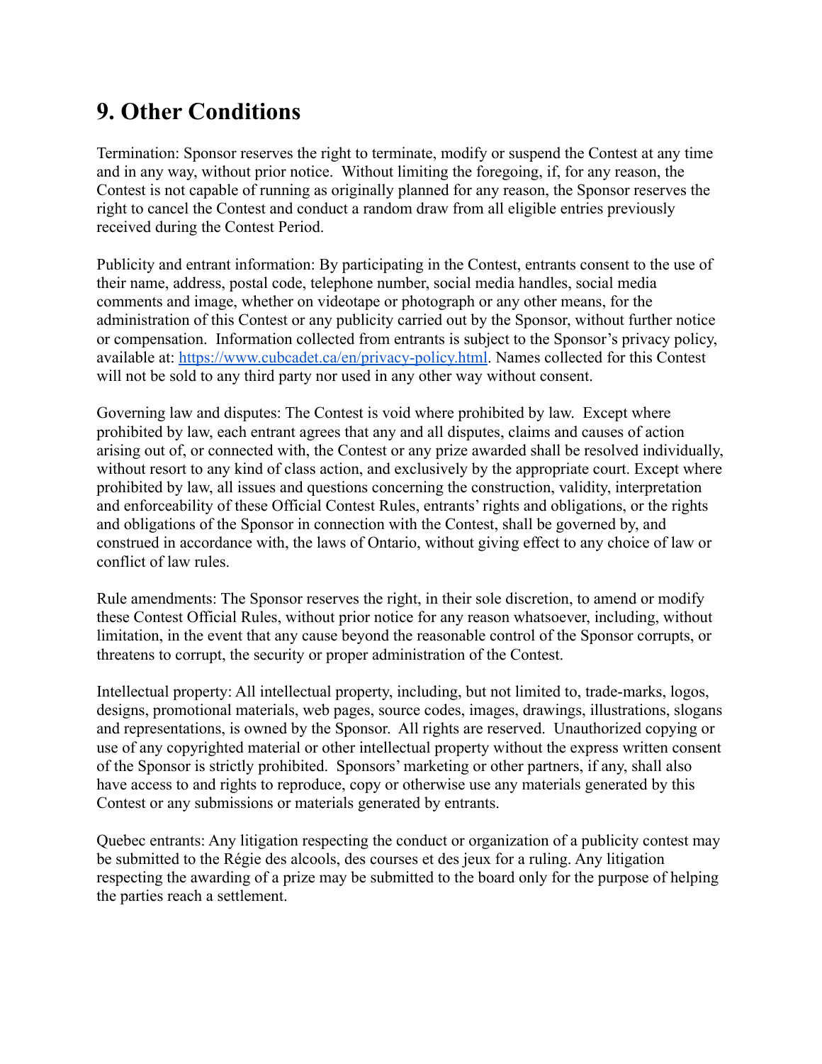## 9. Other Conditions

Termination: Sponsor reserves the right to terminate, modify or suspend the Contest at any time and in any way, without prior notice. Without limiting the foregoing, if, for any reason, the Contest is not capable of running as originally planned for any reason, the Sponsor reserves the right to cancel the Contest and conduct a random draw from all eligible entries previously received during the Contest Period.

Publicity and entrant information: By participating in the Contest, entrants consent to the use of their name, address, postal code, telephone number, social media handles, social media comments and image, whether on videotape or photograph or any other means, for the administration of this Contest or any publicity carried out by the Sponsor, without further notice or compensation. Information collected from entrants is subject to the Sponsor's privacy policy, available at: [https://www.cubcadet.ca/en/privacy-policy.html](https://www.cubcadet.ca/en/privacy-policy.html). Names collected for this Contest will not be sold to any third party nor used in any other way without consent.

Governing law and disputes: The Contest is void where prohibited by law. Except where prohibited by law, each entrant agrees that any and all disputes, claims and causes of action arising out of, or connected with, the Contest or any prize awarded shall be resolved individually, without resort to any kind of class action, and exclusively by the appropriate court. Except where prohibited by law, all issues and questions concerning the construction, validity, interpretation and enforceability of these Official Contest Rules, entrants' rights and obligations, or the rights and obligations of the Sponsor in connection with the Contest, shall be governed by, and construed in accordance with, the laws of Ontario, without giving effect to any choice of law or conflict of law rules.

Rule amendments: The Sponsor reserves the right, in their sole discretion, to amend or modify these Contest Official Rules, without prior notice for any reason whatsoever, including, without limitation, in the event that any cause beyond the reasonable control of the Sponsor corrupts, or threatens to corrupt, the security or proper administration of the Contest.

Intellectual property: All intellectual property, including, but not limited to, trade-marks, logos, designs, promotional materials, web pages, source codes, images, drawings, illustrations, slogans and representations, is owned by the Sponsor. All rights are reserved. Unauthorized copying or use of any copyrighted material or other intellectual property without the express written consent of the Sponsor is strictly prohibited. Sponsors' marketing or other partners, if any, shall also have access to and rights to reproduce, copy or otherwise use any materials generated by this Contest or any submissions or materials generated by entrants.

Quebec entrants: Any litigation respecting the conduct or organization of a publicity contest may be submitted to the Régie des alcools, des courses et des jeux for a ruling. Any litigation respecting the awarding of a prize may be submitted to the board only for the purpose of helping the parties reach a settlement.